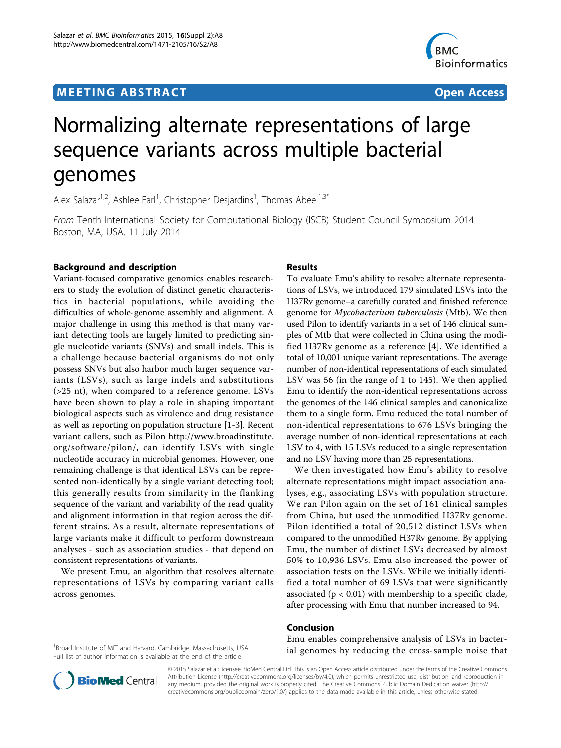MEETING ABSTRACT Open Access

# Normalizing alternate representations of large sequence variants across multiple bacterial genomes

Alex Salazar[1,2], Ashlee Earl[1], Christopher Desjardins[1], Thomas Abeel[1,3*]

*From* Tenth International Society for Computational Biology (ISCB) Student Council Symposium 2014
Boston, MA, USA. 11 July 2014

## Background and description

Variant-focused comparative genomics enables researchers to study the evolution of distinct genetic characteristics in bacterial populations, while avoiding the difficulties of whole-genome assembly and alignment. A major challenge in using this method is that many variant detecting tools are largely limited to predicting single nucleotide variants (SNVs) and small indels. This is a challenge because bacterial organisms do not only possess SNVs but also harbor much larger sequence variants (LSVs), such as large indels and substitutions (>25 nt), when compared to a reference genome. LSVs have been shown to play a role in shaping important biological aspects such as virulence and drug resistance as well as reporting on population structure [1-3]. Recent variant callers, such as Pilon http://www.broadinstitute.org/software/pilon/, can identify LSVs with single nucleotide accuracy in microbial genomes. However, one remaining challenge is that identical LSVs can be represented non-identically by a single variant detecting tool; this generally results from similarity in the flanking sequence of the variant and variability of the read quality and alignment information in that region across the different strains. As a result, alternate representations of large variants make it difficult to perform downstream analyses - such as association studies - that depend on consistent representations of variants.

We present Emu, an algorithm that resolves alternate representations of LSVs by comparing variant calls across genomes.

## Results

To evaluate Emu's ability to resolve alternate representations of LSVs, we introduced 179 simulated LSVs into the H37Rv genome–a carefully curated and finished reference genome for *Mycobacterium tuberculosis* (Mtb). We then used Pilon to identify variants in a set of 146 clinical samples of Mtb that were collected in China using the modified H37Rv genome as a reference [4]. We identified a total of 10,001 unique variant representations. The average number of non-identical representations of each simulated LSV was 56 (in the range of 1 to 145). We then applied Emu to identify the non-identical representations across the genomes of the 146 clinical samples and canonicalize them to a single form. Emu reduced the total number of non-identical representations to 676 LSVs bringing the average number of non-identical representations at each LSV to 4, with 15 LSVs reduced to a single representation and no LSV having more than 25 representations.

We then investigated how Emu's ability to resolve alternate representations might impact association analyses, e.g., associating LSVs with population structure. We ran Pilon again on the set of 161 clinical samples from China, but used the unmodified H37Rv genome. Pilon identified a total of 20,512 distinct LSVs when compared to the unmodified H37Rv genome. By applying Emu, the number of distinct LSVs decreased by almost 50% to 10,936 LSVs. Emu also increased the power of association tests on the LSVs. While we initially identified a total number of 69 LSVs that were significantly associated ($p < 0.01$) with membership to a specific clade, after processing with Emu that number increased to 94.

## Conclusion

Emu enables comprehensive analysis of LSVs in bacterial genomes by reducing the cross-sample noise that

[1]Broad Institute of MIT and Harvard, Cambridge, Massachusetts, USA
Full list of author information is available at the end of the article

© 2015 Salazar et al; licensee BioMed Central Ltd. This is an Open Access article distributed under the terms of the Creative Commons Attribution License (http://creativecommons.org/licenses/by/4.0), which permits unrestricted use, distribution, and reproduction in any medium, provided the original work is properly cited. The Creative Commons Public Domain Dedication waiver (http://creativecommons.org/publicdomain/zero/1.0/) applies to the data made available in this article, unless otherwise stated.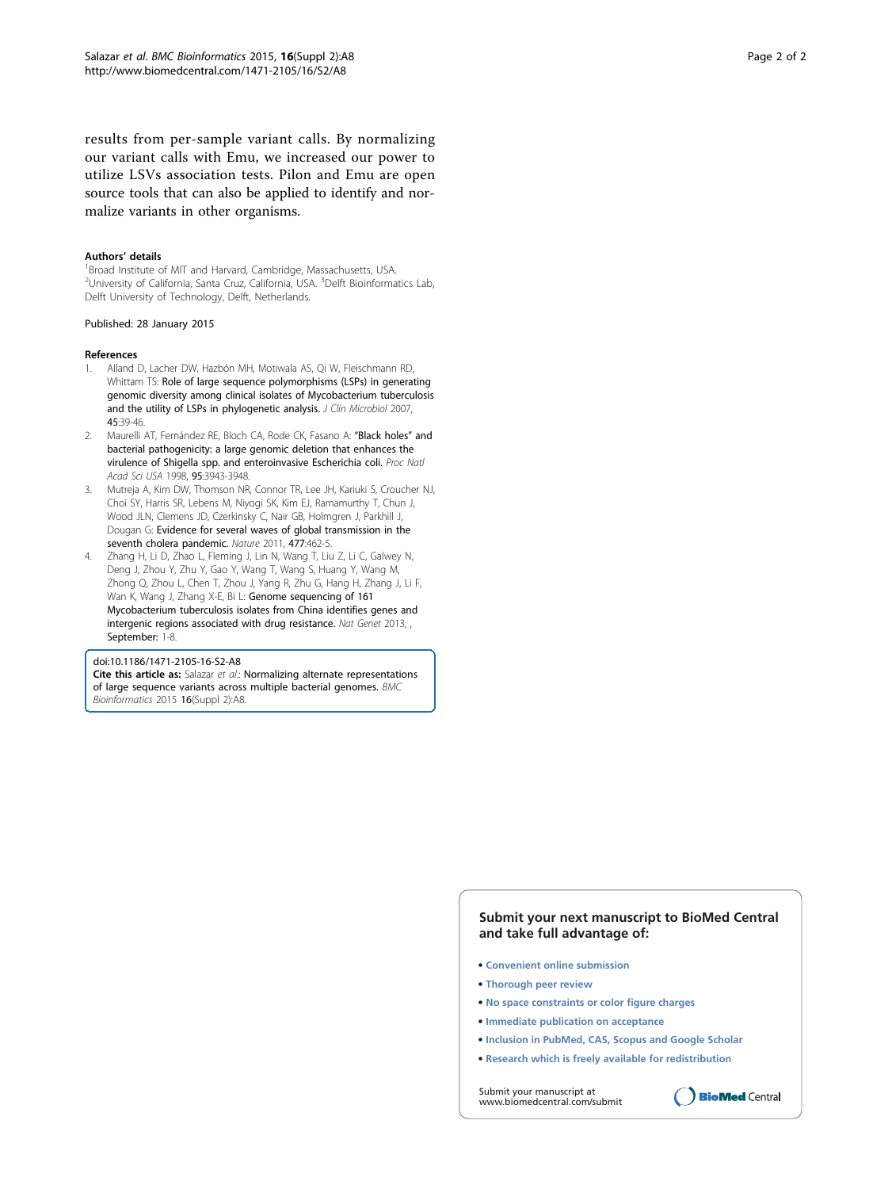results from per-sample variant calls. By normalizing our variant calls with Emu, we increased our power to utilize LSVs association tests. Pilon and Emu are open source tools that can also be applied to identify and normalize variants in other organisms.

#### Authors' details

[1]Broad Institute of MIT and Harvard, Cambridge, Massachusetts, USA. [2]University of California, Santa Cruz, California, USA. [3]Delft Bioinformatics Lab, Delft University of Technology, Delft, Netherlands.

Published: 28 January 2015

#### References

1. Alland D, Lacher DW, Hazbón MH, Motiwala AS, Qi W, Fleischmann RD, Whittam TS: **Role of large sequence polymorphisms (LSPs) in generating genomic diversity among clinical isolates of Mycobacterium tuberculosis and the utility of LSPs in phylogenetic analysis.** *J Clin Microbiol* 2007, **45**:39-46.
2. Maurelli AT, Fernández RE, Bloch CA, Rode CK, Fasano A: **"Black holes" and bacterial pathogenicity: a large genomic deletion that enhances the virulence of Shigella spp. and enteroinvasive Escherichia coli.** *Proc Natl Acad Sci USA* 1998, **95**:3943-3948.
3. Mutreja A, Kim DW, Thomson NR, Connor TR, Lee JH, Kariuki S, Croucher NJ, Choi SY, Harris SR, Lebens M, Niyogi SK, Kim EJ, Ramamurthy T, Chun J, Wood JLN, Clemens JD, Czerkinsky C, Nair GB, Holmgren J, Parkhill J, Dougan G: **Evidence for several waves of global transmission in the seventh cholera pandemic.** *Nature* 2011, **477**:462-5.
4. Zhang H, Li D, Zhao L, Fleming J, Lin N, Wang T, Liu Z, Li C, Galwey N, Deng J, Zhou Y, Zhu Y, Gao Y, Wang T, Wang S, Huang Y, Wang M, Zhong Q, Zhou L, Chen T, Zhou J, Yang R, Zhu G, Hang H, Zhang J, Li F, Wan K, Wang J, Zhang X-E, Bi L: **Genome sequencing of 161 Mycobacterium tuberculosis isolates from China identifies genes and intergenic regions associated with drug resistance.** *Nat Genet* 2013, , September: 1-8.

doi:10.1186/1471-2105-16-S2-A8

**Cite this article as:** Salazar *et al.*: Normalizing alternate representations of large sequence variants across multiple bacterial genomes. *BMC Bioinformatics* 2015 **16**(Suppl 2):A8.

**Submit your next manuscript to BioMed Central and take full advantage of:**

- Convenient online submission
- Thorough peer review
- No space constraints or color figure charges
- Immediate publication on acceptance
- Inclusion in PubMed, CAS, Scopus and Google Scholar
- Research which is freely available for redistribution

Submit your manuscript at www.biomedcentral.com/submit

BioMed Central